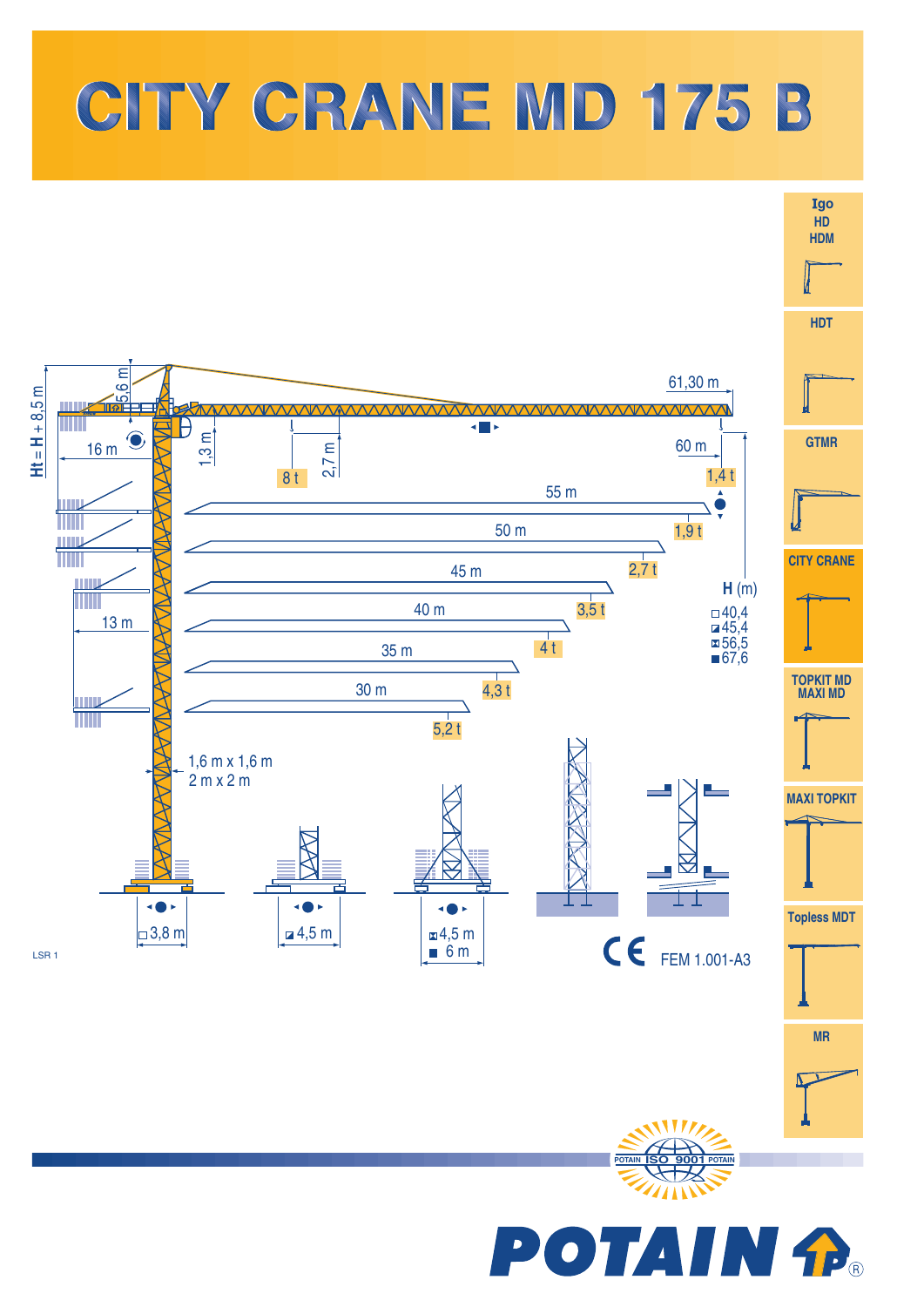# CITY CRANE MD 175 B

- Igo HD HDM
- HDT
- GTMR
- CITY CRANE
- TOPKIT MD MAXI MD
- MAXI TOPKIT
- Topless MDT
- MR

Ht = H + 8,5 m

5,6 m

61,30 m

16 m

1,3 m

8 t

2,7 m

60 m

1,4 t

| Jib length | Tip load |
|---|---|
| 55 m | 1,9 t |
| 50 m | 2,7 t |
| 45 m | 3,5 t |
| 40 m | 4 t |
| 35 m | 4,3 t |
| 30 m | 5,2 t |

13 m

**H** (m)

- □ 40,4
- ◪ 45,4
- ⊠ 56,5
- ■ 67,6

1,6 m x 1,6 m
2 m x 2 m

□ 3,8 m

◪ 4,5 m

⊠ 4,5 m
■ 6 m

CE FEM 1.001-A3

LSR 1

POTAIN ISO 9001 POTAIN

POTAIN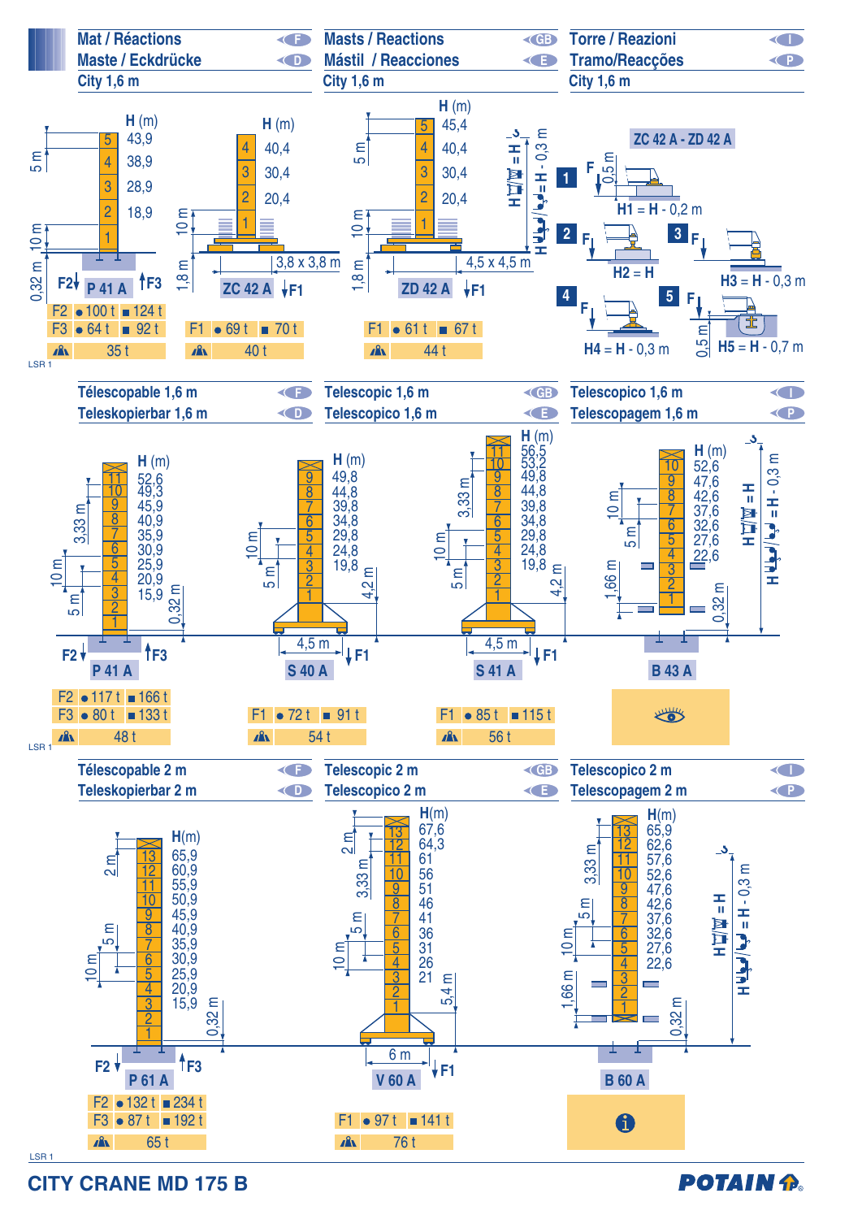## Mat / Réactions — Maste / Eckdrücke — Masts / Reactions — Mástil / Reacciones — Torre / Reazioni — Tramo/Reacções

### City 1,6 m

**P 41 A**

| Section | H (m) |
|---|---|
| 5 | 43,9 |
| 4 | 38,9 |
| 3 | 28,9 |
| 2 | 18,9 |
| 1 | |

5 m; 10 m; 0,32 m

| | ● | ■ |
|---|---|---|
| F2 | 100 t | 124 t |
| F3 | 64 t | 92 t |
| 🏗 | 35 t | |

**ZC 42 A** (3,8 x 3,8 m; 10 m; 1,8 m)

| Section | H (m) |
|---|---|
| 4 | 40,4 |
| 3 | 30,4 |
| 2 | 20,4 |
| 1 | |

| | ● | ■ |
|---|---|---|
| F1 | 69 t | 70 t |
| 🏗 | 40 t | |

**ZD 42 A** (4,5 x 4,5 m; 5 m; 10 m; 1,8 m)

| Section | H (m) |
|---|---|
| 5 | 45,4 |
| 4 | 40,4 |
| 3 | 30,4 |
| 2 | 20,4 |
| 1 | |

| | ● | ■ |
|---|---|---|
| F1 | 61 t | 67 t |
| 🏗 | 44 t | |

H = H - 0,3 m

**ZC 42 A - ZD 42 A**

1. H1 = H - 0,2 m (0,5 m)
2. H2 = H
3. H3 = H - 0,3 m
4. H4 = H - 0,3 m
5. H5 = H - 0,7 m (0,5 m)

LSR 1

### Télescopable 1,6 m — Teleskopierbar 1,6 m — Telescopic 1,6 m — Telescópico 1,6 m — Telescopico 1,6 m — Telescopagem 1,6 m

**P 41 A** (3,33 m; 10 m; 5 m; 0,32 m)

| Section | H (m) |
|---|---|
| 11 | 52,6 |
| 10 | 49,3 |
| 9 | 45,9 |
| 8 | 40,9 |
| 7 | 35,9 |
| 6 | 30,9 |
| 5 | 25,9 |
| 4 | 20,9 |
| 3 | 15,9 |
| 2 | |
| 1 | |

| | ● | ■ |
|---|---|---|
| F2 | 117 t | 166 t |
| F3 | 80 t | 133 t |
| 🏗 | 48 t | |

**S 40 A** (4,5 m; 10 m; 5 m; 4,2 m)

| Section | H (m) |
|---|---|
| 9 | 49,8 |
| 8 | 44,8 |
| 7 | 39,8 |
| 6 | 34,8 |
| 5 | 29,8 |
| 4 | 24,8 |
| 3 | 19,8 |
| 2 | |
| 1 | |

| | ● | ■ |
|---|---|---|
| F1 | 72 t | 91 t |
| 🏗 | 54 t | |

**S 41 A** (4,5 m; 3,33 m; 10 m; 5 m; 4,2 m)

| Section | H (m) |
|---|---|
| 11 | 56,5 |
| 10 | 53,2 |
| 9 | 49,8 |
| 8 | 44,8 |
| 7 | 39,8 |
| 6 | 34,8 |
| 5 | 29,8 |
| 4 | 24,8 |
| 3 | 19,8 |
| 2 | |
| 1 | |

| | ● | ■ |
|---|---|---|
| F1 | 85 t | 115 t |
| 🏗 | 56 t | |

**B 43 A** (10 m; 5 m; 1,66 m; 0,32 m) — H = H - 0,3 m

| Section | H (m) |
|---|---|
| 10 | 52,6 |
| 9 | 47,6 |
| 8 | 42,6 |
| 7 | 37,6 |
| 6 | 32,6 |
| 5 | 27,6 |
| 4 | 22,6 |
| 3 | |
| 2 | |
| 1 | |

LSR 1

### Télescopable 2 m — Teleskopierbar 2 m — Telescopic 2 m — Telescópico 2 m — Telescopico 2 m — Telescopagem 2 m

**P 61 A** (2 m; 5 m; 10 m; 0,32 m)

| Section | H (m) |
|---|---|
| 13 | 65,9 |
| 12 | 60,9 |
| 11 | 55,9 |
| 10 | 50,9 |
| 9 | 45,9 |
| 8 | 40,9 |
| 7 | 35,9 |
| 6 | 30,9 |
| 5 | 25,9 |
| 4 | 20,9 |
| 3 | 15,9 |
| 2 | |
| 1 | |

| | ● | ■ |
|---|---|---|
| F2 | 132 t | 234 t |
| F3 | 87 t | 192 t |
| 🏗 | 65 t | |

**V 60 A** (6 m; 2 m; 3,33 m; 5 m; 10 m; 5,4 m)

| Section | H (m) |
|---|---|
| 13 | 67,6 |
| 12 | 64,3 |
| 11 | 61 |
| 10 | 56 |
| 9 | 51 |
| 8 | 46 |
| 7 | 41 |
| 6 | 36 |
| 5 | 31 |
| 4 | 26 |
| 3 | 21 |
| 2 | |
| 1 | |

| | ● | ■ |
|---|---|---|
| F1 | 97 t | 141 t |
| 🏗 | 76 t | |

**B 60 A** (3,33 m; 5 m; 10 m; 1,66 m; 0,32 m) — H = H - 0,3 m

| Section | H (m) |
|---|---|
| 13 | 65,9 |
| 12 | 62,6 |
| 11 | 57,6 |
| 10 | 52,6 |
| 9 | 47,6 |
| 8 | 42,6 |
| 7 | 37,6 |
| 6 | 32,6 |
| 5 | 27,6 |
| 4 | 22,6 |
| 3 | |
| 2 | |
| 1 | |

LSR 1

**CITY CRANE MD 175 B** — POTAIN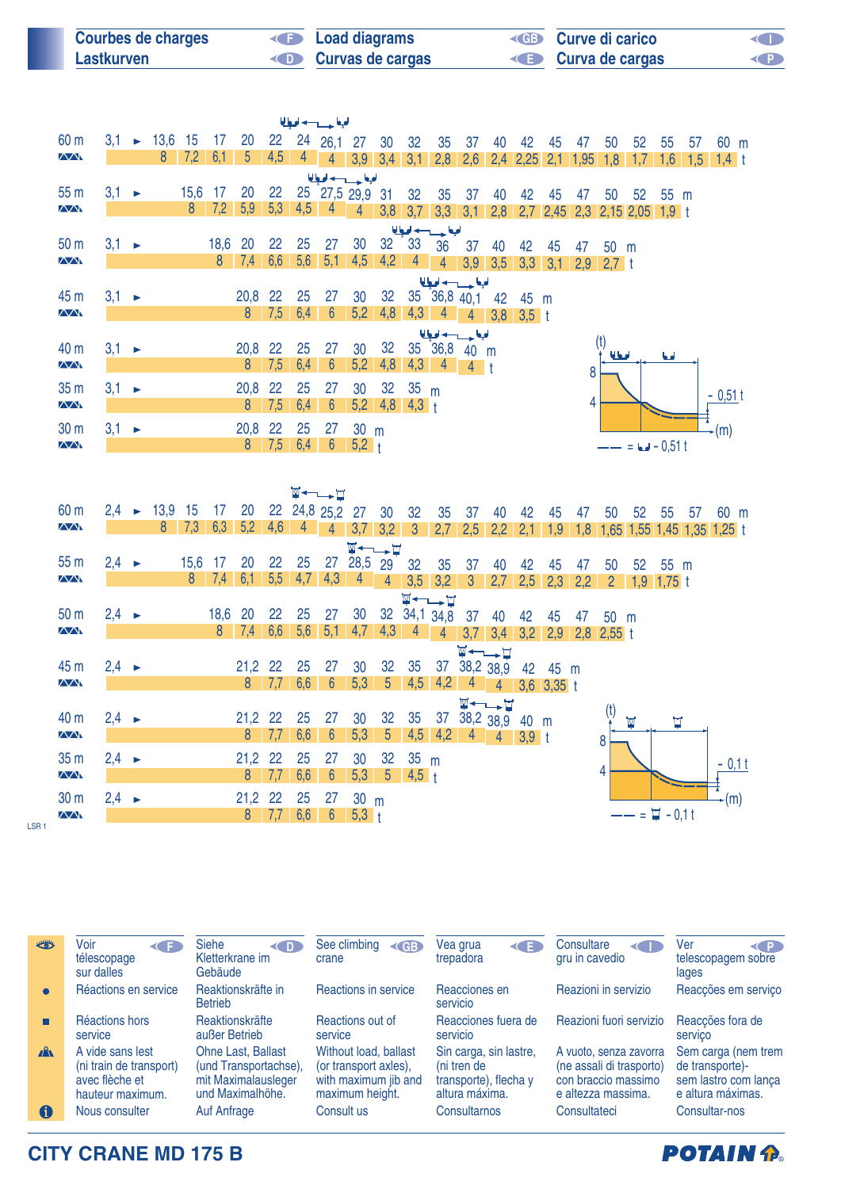# Courbes de charges / Lastkurven / Load diagrams / Curvas de cargas / Curve di carico / Curva de cargas

**60 m** — 3,1 ► 8 t

| m | 13,6 | 15 | 17 | 20 | 22 | 24 | 26,1 | 27 | 30 | 32 | 35 | 37 | 40 | 42 | 45 | 47 | 50 | 52 | 55 | 57 | 60 |
|---|---|---|---|---|---|---|---|---|---|---|---|---|---|---|---|---|---|---|---|---|---|
| t | 8 | 7,2 | 6,1 | 5 | 4,5 | 4 | 4 | 3,9 | 3,4 | 3,1 | 2,8 | 2,6 | 2,4 | 2,25 | 2,1 | 1,95 | 1,8 | 1,7 | 1,6 | 1,5 | 1,4 |

**55 m** — 3,1 ►

| m | 15,6 | 17 | 20 | 22 | 25 | 27,5 | 29,9 | 31 | 32 | 35 | 37 | 40 | 42 | 45 | 47 | 50 | 52 | 55 |
|---|---|---|---|---|---|---|---|---|---|---|---|---|---|---|---|---|---|---|
| t | 8 | 7,2 | 5,9 | 5,3 | 4,5 | 4 | 4 | 3,8 | 3,7 | 3,3 | 3,1 | 2,8 | 2,7 | 2,45 | 2,3 | 2,15 | 2,05 | 1,9 |

**50 m** — 3,1 ►

| m | 18,6 | 20 | 22 | 25 | 27 | 30 | 32 | 33 | 36 | 37 | 40 | 42 | 45 | 47 | 50 |
|---|---|---|---|---|---|---|---|---|---|---|---|---|---|---|---|
| t | 8 | 7,4 | 6,6 | 5,6 | 5,1 | 4,5 | 4,2 | 4 | 4 | 3,9 | 3,5 | 3,3 | 3,1 | 2,9 | 2,7 |

**45 m** — 3,1 ►

| m | 20,8 | 22 | 25 | 27 | 30 | 32 | 35 | 36,8 | 40,1 | 42 | 45 |
|---|---|---|---|---|---|---|---|---|---|---|---|
| t | 8 | 7,5 | 6,4 | 6 | 5,2 | 4,8 | 4,3 | 4 | 4 | 3,8 | 3,5 |

**40 m** — 3,1 ►

| m | 20,8 | 22 | 25 | 27 | 30 | 32 | 35 | 36,8 | 40 |
|---|---|---|---|---|---|---|---|---|---|
| t | 8 | 7,5 | 6,4 | 6 | 5,2 | 4,8 | 4,3 | 4 | 4 |

**35 m** — 3,1 ►

| m | 20,8 | 22 | 25 | 27 | 30 | 32 | 35 |
|---|---|---|---|---|---|---|---|
| t | 8 | 7,5 | 6,4 | 6 | 5,2 | 4,8 | 4,3 |

**30 m** — 3,1 ►

| m | 20,8 | 22 | 25 | 27 | 30 |
|---|---|---|---|---|---|
| t | 8 | 7,5 | 6,4 | 6 | 5,2 |

(t) 8 / 4 — (m) — - 0,51 t — — — = - 0,51 t

**60 m** — 2,4 ►

| m | 13,9 | 15 | 17 | 20 | 22 | 24,8 | 25,2 | 27 | 30 | 32 | 35 | 37 | 40 | 42 | 45 | 47 | 50 | 52 | 55 | 57 | 60 |
|---|---|---|---|---|---|---|---|---|---|---|---|---|---|---|---|---|---|---|---|---|---|
| t | 8 | 7,3 | 6,3 | 5,2 | 4,6 | 4 | 4 | 3,7 | 3,2 | 3 | 2,7 | 2,5 | 2,2 | 2,1 | 1,9 | 1,8 | 1,65 | 1,55 | 1,45 | 1,35 | 1,25 |

**55 m** — 2,4 ►

| m | 15,6 | 17 | 20 | 22 | 25 | 27 | 28,5 | 29 | 32 | 35 | 37 | 40 | 42 | 45 | 47 | 50 | 52 | 55 |
|---|---|---|---|---|---|---|---|---|---|---|---|---|---|---|---|---|---|---|
| t | 8 | 7,4 | 6,1 | 5,5 | 4,7 | 4,3 | 4 | 4 | 3,5 | 3,2 | 3 | 2,7 | 2,5 | 2,3 | 2,2 | 2 | 1,9 | 1,75 |

**50 m** — 2,4 ►

| m | 18,6 | 20 | 22 | 25 | 27 | 30 | 32 | 34,1 | 34,8 | 37 | 40 | 42 | 45 | 47 | 50 |
|---|---|---|---|---|---|---|---|---|---|---|---|---|---|---|---|
| t | 8 | 7,4 | 6,6 | 5,6 | 5,1 | 4,7 | 4,3 | 4 | 4 | 3,7 | 3,4 | 3,2 | 2,9 | 2,8 | 2,55 |

**45 m** — 2,4 ►

| m | 21,2 | 22 | 25 | 27 | 30 | 32 | 35 | 37 | 38,2 | 38,9 | 42 | 45 |
|---|---|---|---|---|---|---|---|---|---|---|---|---|
| t | 8 | 7,7 | 6,6 | 6 | 5,3 | 5 | 4,5 | 4,2 | 4 | 4 | 3,6 | 3,35 |

**40 m** — 2,4 ►

| m | 21,2 | 22 | 25 | 27 | 30 | 32 | 35 | 37 | 38,2 | 38,9 | 40 |
|---|---|---|---|---|---|---|---|---|---|---|---|
| t | 8 | 7,7 | 6,6 | 6 | 5,3 | 5 | 4,5 | 4,2 | 4 | 4 | 3,9 |

**35 m** — 2,4 ►

| m | 21,2 | 22 | 25 | 27 | 30 | 32 | 35 |
|---|---|---|---|---|---|---|---|
| t | 8 | 7,7 | 6,6 | 6 | 5,3 | 5 | 4,5 |

**30 m** — 2,4 ►

| m | 21,2 | 22 | 25 | 27 | 30 |
|---|---|---|---|---|---|
| t | 8 | 7,7 | 6,6 | 6 | 5,3 |

(t) 8 / 4 — (m) — - 0,1 t — — — = - 0,1 t

LSR 1

| | F | D | GB | E | I | P |
|---|---|---|---|---|---|---|
| 👁 | Voir télescopage sur dalles | Siehe Kletterkrane im Gebäude | See climbing crane | Vea grua trepadora | Consultare gru in cavedio | Ver telescopagem sobre lages |
| ● | Réactions en service | Reaktionskräfte in Betrieb | Reactions in service | Reacciones en servicio | Reazioni in servizio | Reacções em serviço |
| ■ | Réactions hors service | Reaktionskräfte außer Betrieb | Reactions out of service | Reacciones fuera de servicio | Reazioni fuori servizio | Reacções fora de serviço |
| ▲ | A vide sans lest (ni train de transport) avec flèche et hauteur maximum. | Ohne Last, Ballast (und Transportachse), mit Maximalausleger und Maximalhöhe. | Without load, ballast (or transport axles), with maximum jib and maximum height. | Sin carga, sin lastre, (ni tren de transporte), flecha y altura máxima. | A vuoto, senza zavorra (ne assali di trasporto) con braccio massimo e altezza massima. | Sem carga (nem trem de transporte)- sem lastro com lança e altura máximas. |
| ℹ | Nous consulter | Auf Anfrage | Consult us | Consultarnos | Consultateci | Consultar-nos |

**CITY CRANE MD 175 B** — POTAIN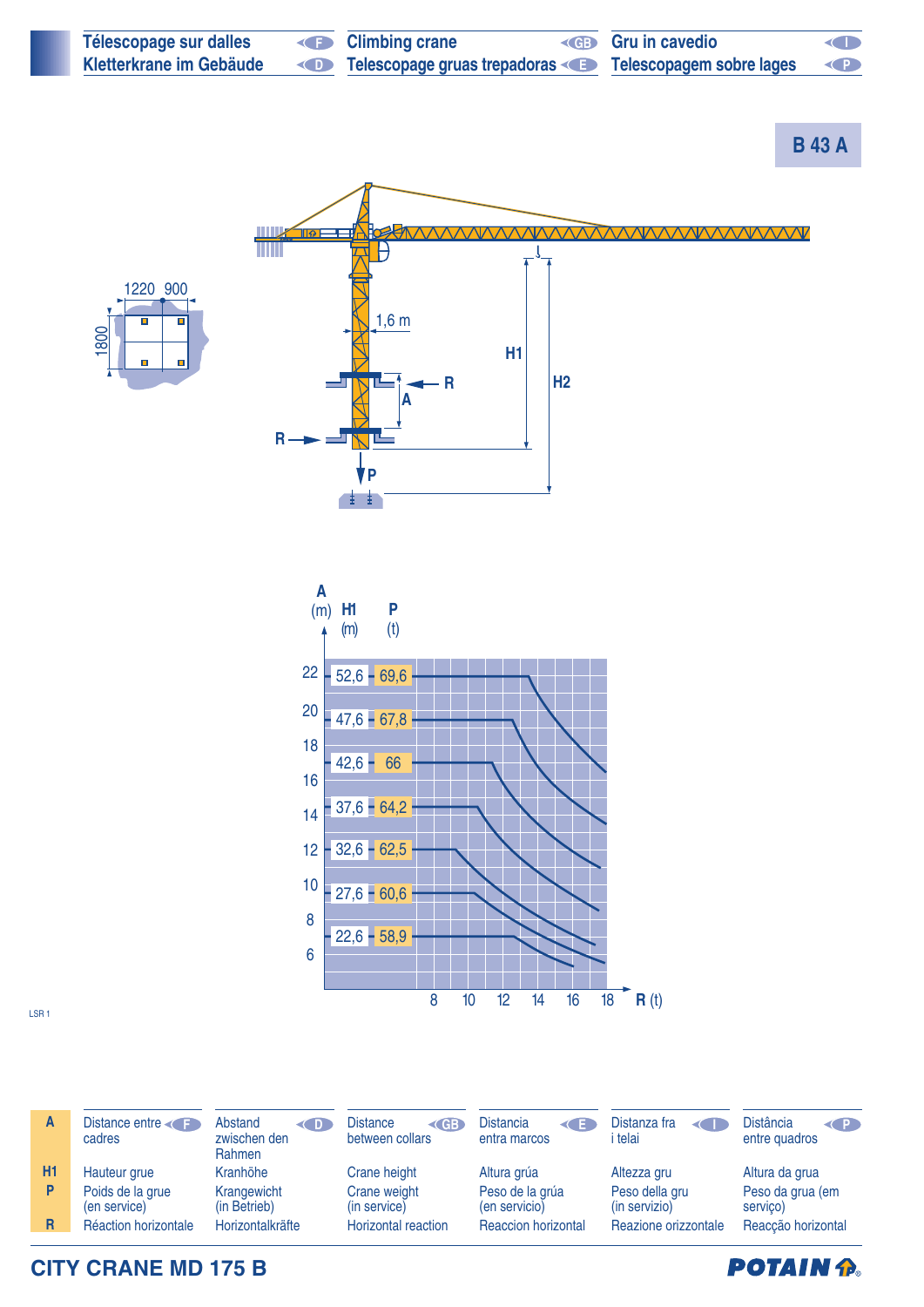| Télescopage sur dalles (F) | Climbing crane (GB) | Gru in cavedio (I) |
|---|---|---|
| Kletterkrane im Gebäude (D) | Telescopage gruas trepadoras (E) | Telescopagem sobre lages (P) |

## B 43 A

1220 900

1800

1,6 m

R

A

H1

H2

P

| A (m) | H1 (m) | P (t) |
|---|---|---|
| 22 | 52,6 | 69,6 |
| 20 | 47,6 | 67,8 |
| 18 | 42,6 | 66 |
| 14 | 37,6 | 64,2 |
| 12 | 32,6 | 62,5 |
| 10 | 27,6 | 60,6 |
| 7 | 22,6 | 58,9 |

R (t): 8, 10, 12, 14, 16, 18

LSR 1

| | F | D | GB | E | I | P |
|---|---|---|---|---|---|---|
| **A** | Distance entre cadres | Abstand zwischen den Rahmen | Distance between collars | Distancia entra marcos | Distanza fra i telai | Distância entre quadros |
| **H1** | Hauteur grue | Kranhöhe | Crane height | Altura grúa | Altezza gru | Altura da grua |
| **P** | Poids de la grue (en service) | Krangewicht (in Betrieb) | Crane weight (in service) | Peso de la grúa (en servicio) | Peso della gru (in servizio) | Peso da grua (em serviço) |
| **R** | Réaction horizontale | Horizontalkräfte | Horizontal reaction | Reaccion horizontal | Reazione orizzontale | Reacção horizontal |

**CITY CRANE MD 175 B**

POTAIN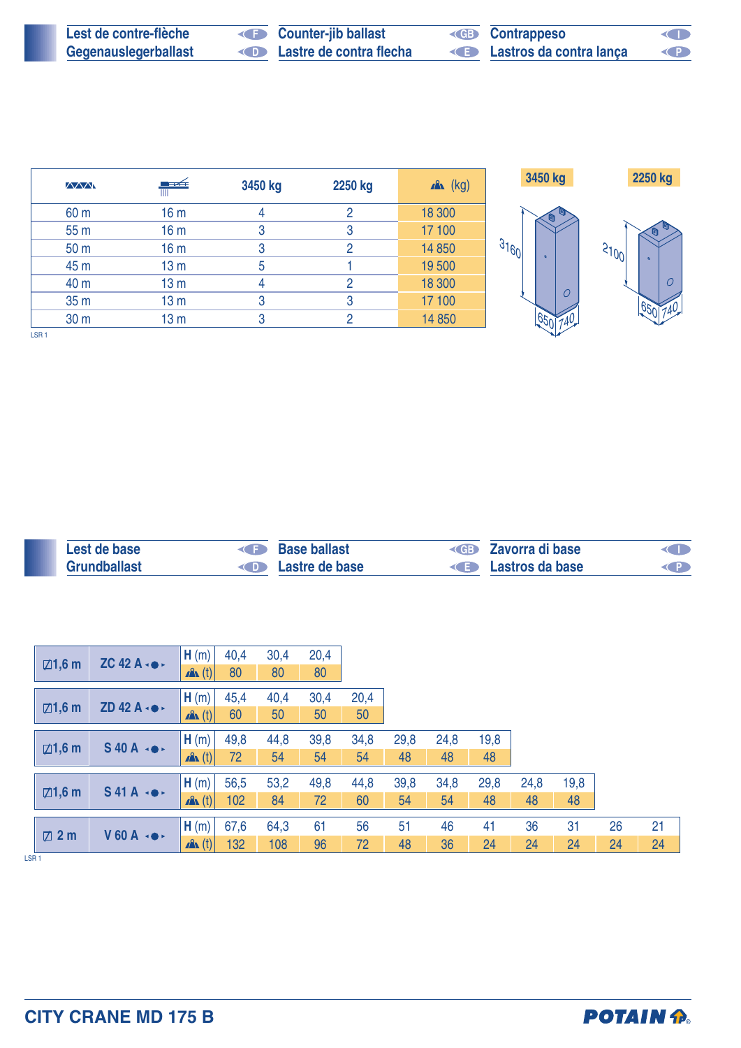## Lest de contre-flèche (F) — Counter-jib ballast (GB) — Contrappeso (I)
## Gegenauslegerballast (D) — Lastre de contra flecha (E) — Lastros da contra lança (P)

| Jib length | Counter-jib length | 3450 kg | 2250 kg | (kg) |
|---|---|---|---|---|
| 60 m | 16 m | 4 | 2 | 18 300 |
| 55 m | 16 m | 3 | 3 | 17 100 |
| 50 m | 16 m | 3 | 2 | 14 850 |
| 45 m | 13 m | 5 | 1 | 19 500 |
| 40 m | 13 m | 4 | 2 | 18 300 |
| 35 m | 13 m | 3 | 3 | 17 100 |
| 30 m | 13 m | 3 | 2 | 14 850 |

LSR 1

**3450 kg**: 3160 × 650 × 740

**2250 kg**: 2100 × 650 × 740

## Lest de base (F) — Base ballast (GB) — Zavorra di base (I)
## Grundballast (D) — Lastre de base (E) — Lastros da base (P)

| | | | | | | | | | | | | | |
|---|---|---|---|---|---|---|---|---|---|---|---|---|---|
| 1,6 m | ZC 42 A | H (m) | 40,4 | 30,4 | 20,4 | | | | | | | | |
| | | (t) | 80 | 80 | 80 | | | | | | | | |
| 1,6 m | ZD 42 A | H (m) | 45,4 | 40,4 | 30,4 | 20,4 | | | | | | | |
| | | (t) | 60 | 50 | 50 | 50 | | | | | | | |
| 1,6 m | S 40 A | H (m) | 49,8 | 44,8 | 39,8 | 34,8 | 29,8 | 24,8 | 19,8 | | | | |
| | | (t) | 72 | 54 | 54 | 54 | 48 | 48 | 48 | | | | |
| 1,6 m | S 41 A | H (m) | 56,5 | 53,2 | 49,8 | 44,8 | 39,8 | 34,8 | 29,8 | 24,8 | 19,8 | | |
| | | (t) | 102 | 84 | 72 | 60 | 54 | 54 | 48 | 48 | 48 | | |
| 2 m | V 60 A | H (m) | 67,6 | 64,3 | 61 | 56 | 51 | 46 | 41 | 36 | 31 | 26 | 21 |
| | | (t) | 132 | 108 | 96 | 72 | 48 | 36 | 24 | 24 | 24 | 24 | 24 |

LSR 1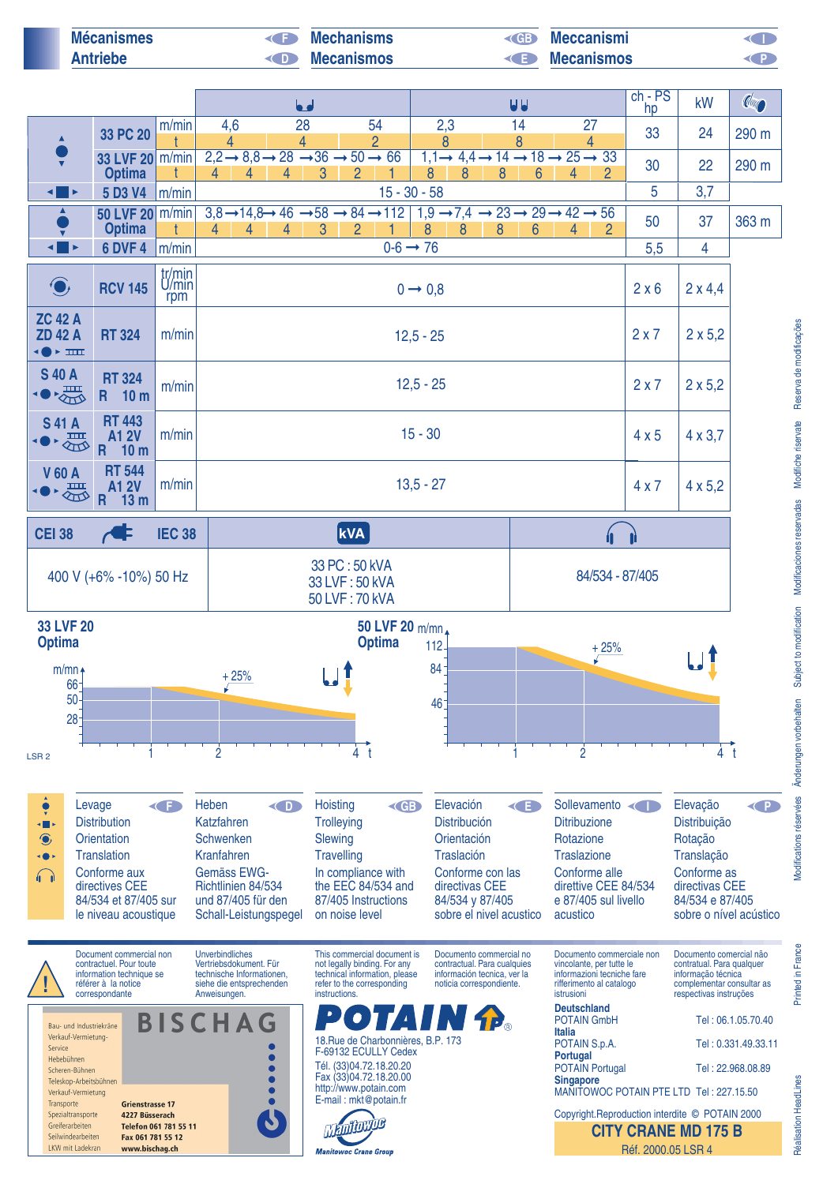## Mécanismes (F) — Mechanisms (GB) — Meccanismi (I)
## Antriebe (D) — Mecanismos (E) — Mecanismos (P)

| | | | | | | | | | | | | | | | | |
|---|---|---|---|---|---|---|---|---|---|---|---|---|---|---|---|---|
| | | | (2 brins / 2 falls) | | | | | | (4 brins / 4 falls) | | | | | | ch - PS hp | kW |
| Levage | 33 PC 20 | m/min | 4,6 | 28 | 54 | | | | 2,3 | 14 | 27 | | | | 33 | 24 |
| | | t | 4 | 4 | 2 | | | | 8 | 8 | 4 | | | | | |
| | 33 LVF 20 Optima | m/min | 2,2 → 8,8 | → 28 | → 36 | → 50 | → 66 | | 1,1 → 4,4 | → 14 | → 18 | → 25 | → 33 | | 30 | 22 |
| | | t | 4 | 4 | 4 | 3 | 2 | 1 | 8 | 8 | 8 | 6 | 4 | 2 | | |
| Distribution | 5 D3 V4 | m/min | 15 - 30 - 58 | | | | | | | | | | | | 5 | 3,7 |
| Levage | 50 LVF 20 Optima | m/min | 3,8 → 14,8 | → 46 | → 58 | → 84 | → 112 | | 1,9 → 7,4 | → 23 | → 29 | → 42 | → 56 | | 50 | 37 |
| | | t | 4 | 4 | 4 | 3 | 2 | 1 | 8 | 8 | 8 | 6 | 4 | 2 | | |
| Distribution | 6 DVF 4 | m/min | 0-6 → 76 | | | | | | | | | | | | 5,5 | 4 |

Longueur de câble / Rope length: 33 PC 20: 290 m; 33 LVF 20 Optima: 290 m; 50 LVF 20 Optima: 363 m

| | | | | | |
|---|---|---|---|---|---|
| Orientation | RCV 145 | tr/min U/min rpm | 0 → 0,8 | 2 x 6 | 2 x 4,4 |
| ZC 42 A / ZD 42 A (Translation) | RT 324 | m/min | 12,5 - 25 | 2 x 7 | 2 x 5,2 |
| S 40 A (Translation) | RT 324 R 10 m | m/min | 12,5 - 25 | 2 x 7 | 2 x 5,2 |
| S 41 A (Translation) | RT 443 A1 2V R 10 m | m/min | 15 - 30 | 4 x 5 | 4 x 3,7 |
| V 60 A (Translation) | RT 544 A1 2V R 13 m | m/min | 13,5 - 27 | 4 x 7 | 4 x 5,2 |

| CEI 38 / IEC 38 | kVA | (Acoustique) |
|---|---|---|
| 400 V (+6% -10%) 50 Hz | 33 PC : 50 kVA<br>33 LVF : 50 kVA<br>50 LVF : 70 kVA | 84/534 - 87/405 |

**33 LVF 20 Optima**

m/mn
66
50
28
+ 25%
1 2 4 t

LSR 2

**50 LVF 20 Optima** m/mn
112
84
46
+ 25%
1 2 4 t

| F | D | GB | E | I | P |
|---|---|---|---|---|---|
| Levage | Heben | Hoisting | Elevación | Sollevamento | Elevação |
| Distribution | Katzfahren | Trolleying | Distribución | Ditribuzione | Distribuição |
| Orientation | Schwenken | Slewing | Orientación | Rotazione | Rotação |
| Translation | Kranfahren | Travelling | Traslación | Traslazione | Translação |
| Conforme aux directives CEE 84/534 et 87/405 sur le niveau acoustique | Gemäss EWG-Richtlinien 84/534 und 87/405 für den Schall-Leistungspegel | In compliance with the EEC 84/534 and 87/405 Instructions on noise level | Conforme con las directivas CEE 84/534 y 87/405 sobre el nivel acustico | Conforme alle direttive CEE 84/534 e 87/405 sul livello acustico | Conforme as directivas CEE 84/534 e 87/405 sobre o nível acústico |

Document commercial non contractuel. Pour toute information technique se référer à la notice correspondante

Unverbindliches Vertriebsdokument. Für technische Informationen, siehe die entsprechenden Anweisungen.

This commercial document is not legally binding. For any technical information, please refer to the corresponding instructions.

Documento commercial no contractual. Para cualquiers información tecnica, ver la noticia correspondiente.

Documento commerciale non vincolante, per tutte le informazioni tecniche fare rifferimento al catalogo istruzioni

Documento comercial não contratual. Para qualquer informação técnica complementar consultar as respectivas instruções

**BISCHAG**

Bau- und Industriekräne
Verkauf-Vermietung-Service
Hebebühnen
Scheren-Bühnen
Teleskop-Arbeitsbühnen
Verkauf-Vermietung
Transporte
Spezialtransporte
Greiferarbeiten
Seilwindenarbeiten
LKW mit Ladekran

Grienstrasse 17
4227 Büsserach
Telefon 061 781 55 11
Fax 061 781 55 12
www.bischag.ch

**POTAIN**

18.Rue de Charbonnières, B.P. 173
F-69132 ECULLY Cedex
Tél. (33)04.72.18.20.20
Fax (33)04.72.18.20.00
http://www.potain.com
E-mail : mkt@potain.fr

Manitowoc Crane Group

**Deutschland**
POTAIN GmbH — Tel : 06.1.05.70.40
**Italia**
POTAIN S.p.A. — Tel : 0.331.49.33.11
**Portugal**
POTAIN Portugal — Tel : 22.968.08.89
**Singapore**
MANITOWOC POTAIN PTE LTD — Tel : 227.15.50

Copyright.Reproduction interdite © POTAIN 2000

**CITY CRANE MD 175 B**
Réf. 2000.05 LSR 4

Modifications réservées — Änderungen vorbehalten — Subject to modification — Modificaciones reservadas — Modifiche riservate — Reserva de modificações

Printed in France

Réalisation HeadLines